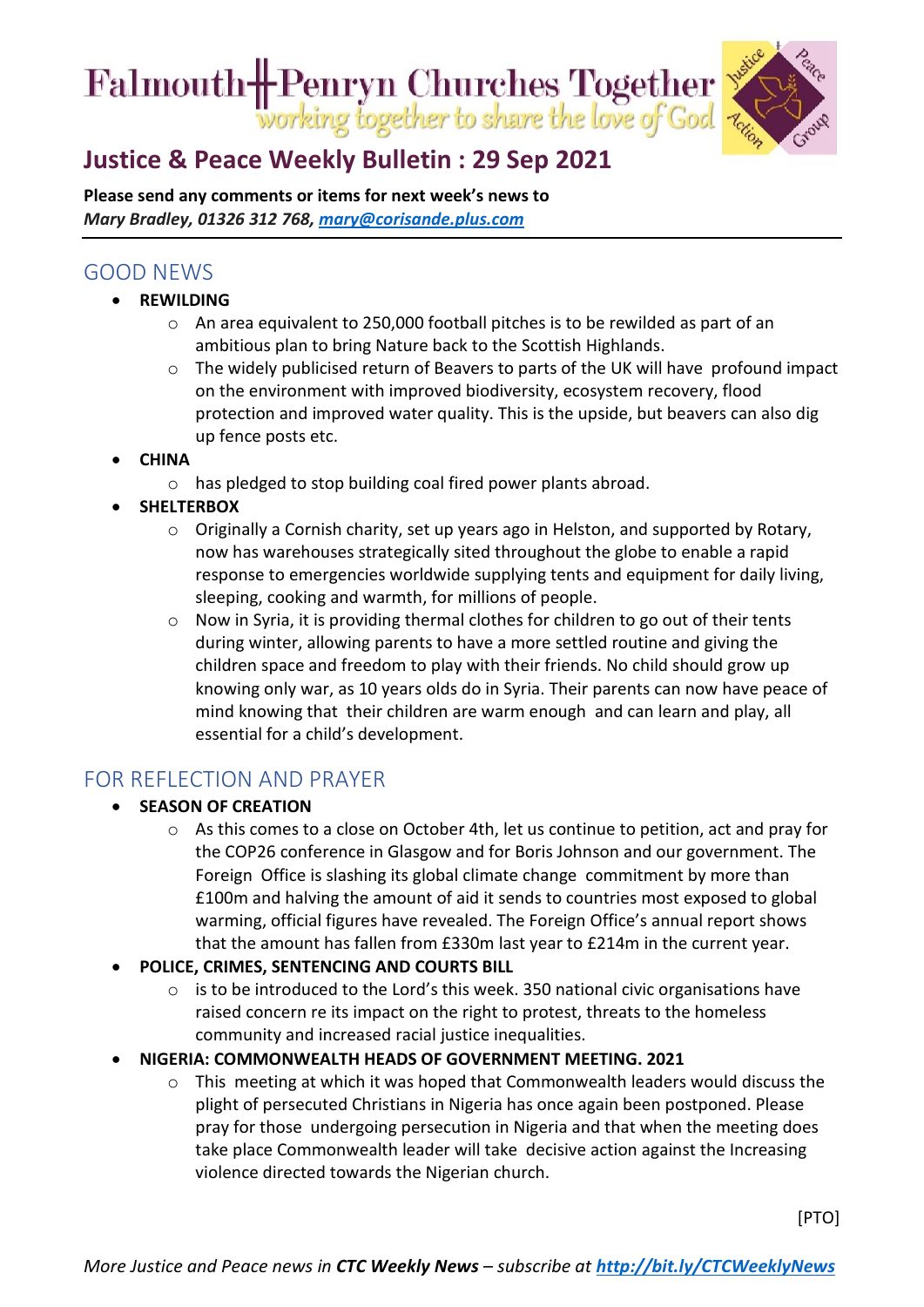# Falmouth Penryn Churches Together

*working together to share the love of God*

## Justice & Peace Weekly Bulletin : 29 Sep 2021

**Please send any comments or items for next week's news to**
***Mary Bradley, 01326 312 768, [mary@corisande.plus.com](mailto:mary@corisande.plus.com)***

## GOOD NEWS

- **REWILDING**
  - An area equivalent to 250,000 football pitches is to be rewilded as part of an ambitious plan to bring Nature back to the Scottish Highlands.
  - The widely publicised return of Beavers to parts of the UK will have profound impact on the environment with improved biodiversity, ecosystem recovery, flood protection and improved water quality. This is the upside, but beavers can also dig up fence posts etc.
- **CHINA**
  - has pledged to stop building coal fired power plants abroad.
- **SHELTERBOX**
  - Originally a Cornish charity, set up years ago in Helston, and supported by Rotary, now has warehouses strategically sited throughout the globe to enable a rapid response to emergencies worldwide supplying tents and equipment for daily living, sleeping, cooking and warmth, for millions of people.
  - Now in Syria, it is providing thermal clothes for children to go out of their tents during winter, allowing parents to have a more settled routine and giving the children space and freedom to play with their friends. No child should grow up knowing only war, as 10 years olds do in Syria. Their parents can now have peace of mind knowing that their children are warm enough and can learn and play, all essential for a child's development.

## FOR REFLECTION AND PRAYER

- **SEASON OF CREATION**
  - As this comes to a close on October 4th, let us continue to petition, act and pray for the COP26 conference in Glasgow and for Boris Johnson and our government. The Foreign Office is slashing its global climate change commitment by more than £100m and halving the amount of aid it sends to countries most exposed to global warming, official figures have revealed. The Foreign Office's annual report shows that the amount has fallen from £330m last year to £214m in the current year.
- **POLICE, CRIMES, SENTENCING AND COURTS BILL**
  - is to be introduced to the Lord's this week. 350 national civic organisations have raised concern re its impact on the right to protest, threats to the homeless community and increased racial justice inequalities.
- **NIGERIA: COMMONWEALTH HEADS OF GOVERNMENT MEETING. 2021**
  - This meeting at which it was hoped that Commonwealth leaders would discuss the plight of persecuted Christians in Nigeria has once again been postponed. Please pray for those undergoing persecution in Nigeria and that when the meeting does take place Commonwealth leader will take decisive action against the Increasing violence directed towards the Nigerian church.

[PTO]

*More Justice and Peace news in **CTC Weekly News** – subscribe at [http://bit.ly/CTCWeeklyNews](http://bit.ly/CTCWeeklyNews)*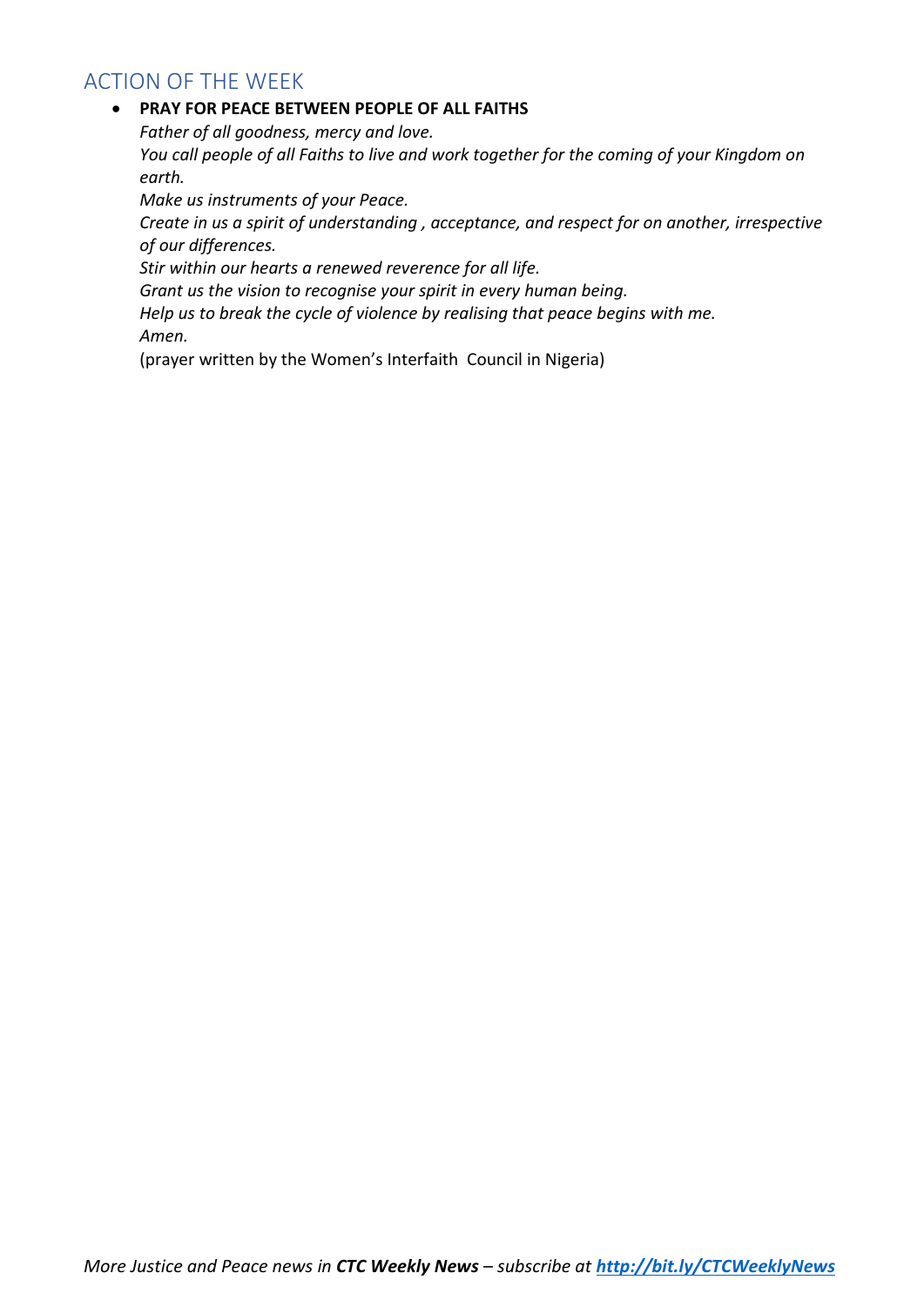## ACTION OF THE WEEK

- **PRAY FOR PEACE BETWEEN PEOPLE OF ALL FAITHS**
  *Father of all goodness, mercy and love.*
  *You call people of all Faiths to live and work together for the coming of your Kingdom on earth.*
  *Make us instruments of your Peace.*
  *Create in us a spirit of understanding , acceptance, and respect for on another, irrespective of our differences.*
  *Stir within our hearts a renewed reverence for all life.*
  *Grant us the vision to recognise your spirit in every human being.*
  *Help us to break the cycle of violence by realising that peace begins with me.*
  *Amen.*
  (prayer written by the Women's Interfaith Council in Nigeria)

*More Justice and Peace news in **CTC Weekly News** – subscribe at **[http://bit.ly/CTCWeeklyNews](http://bit.ly/CTCWeeklyNews)***